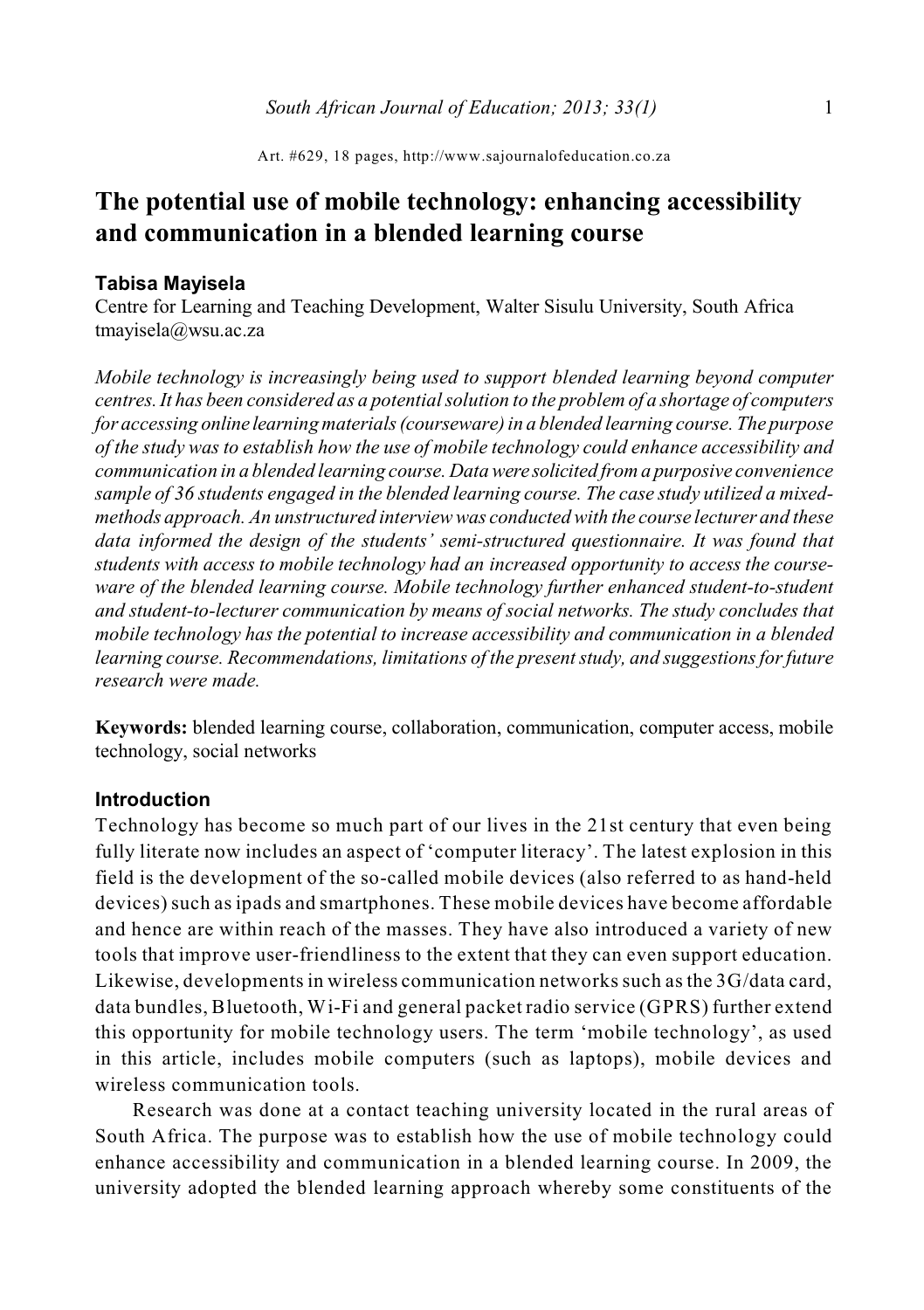# The potential use of mobile technology: enhancing accessibility and communication in a blended learning course

**Tabisa Mayisela**

Centre for Learning and Teaching Development, Walter Sisulu University, South Africa
tmayisela@wsu.ac.za

*Mobile technology is increasingly being used to support blended learning beyond computer centres. It has been considered as a potential solution to the problem of a shortage of computers for accessing online learning materials (courseware) in a blended learning course. The purpose of the study was to establish how the use of mobile technology could enhance accessibility and communication in a blended learning course. Data were solicited from a purposive convenience sample of 36 students engaged in the blended learning course. The case study utilized a mixed-methods approach. An unstructured interview was conducted with the course lecturer and these data informed the design of the students' semi-structured questionnaire. It was found that students with access to mobile technology had an increased opportunity to access the courseware of the blended learning course. Mobile technology further enhanced student-to-student and student-to-lecturer communication by means of social networks. The study concludes that mobile technology has the potential to increase accessibility and communication in a blended learning course. Recommendations, limitations of the present study, and suggestions for future research were made.*

**Keywords:** blended learning course, collaboration, communication, computer access, mobile technology, social networks

## Introduction

Technology has become so much part of our lives in the 21st century that even being fully literate now includes an aspect of 'computer literacy'. The latest explosion in this field is the development of the so-called mobile devices (also referred to as hand-held devices) such as ipads and smartphones. These mobile devices have become affordable and hence are within reach of the masses. They have also introduced a variety of new tools that improve user-friendliness to the extent that they can even support education. Likewise, developments in wireless communication networks such as the 3G/data card, data bundles, Bluetooth, Wi-Fi and general packet radio service (GPRS) further extend this opportunity for mobile technology users. The term 'mobile technology', as used in this article, includes mobile computers (such as laptops), mobile devices and wireless communication tools.

Research was done at a contact teaching university located in the rural areas of South Africa. The purpose was to establish how the use of mobile technology could enhance accessibility and communication in a blended learning course. In 2009, the university adopted the blended learning approach whereby some constituents of the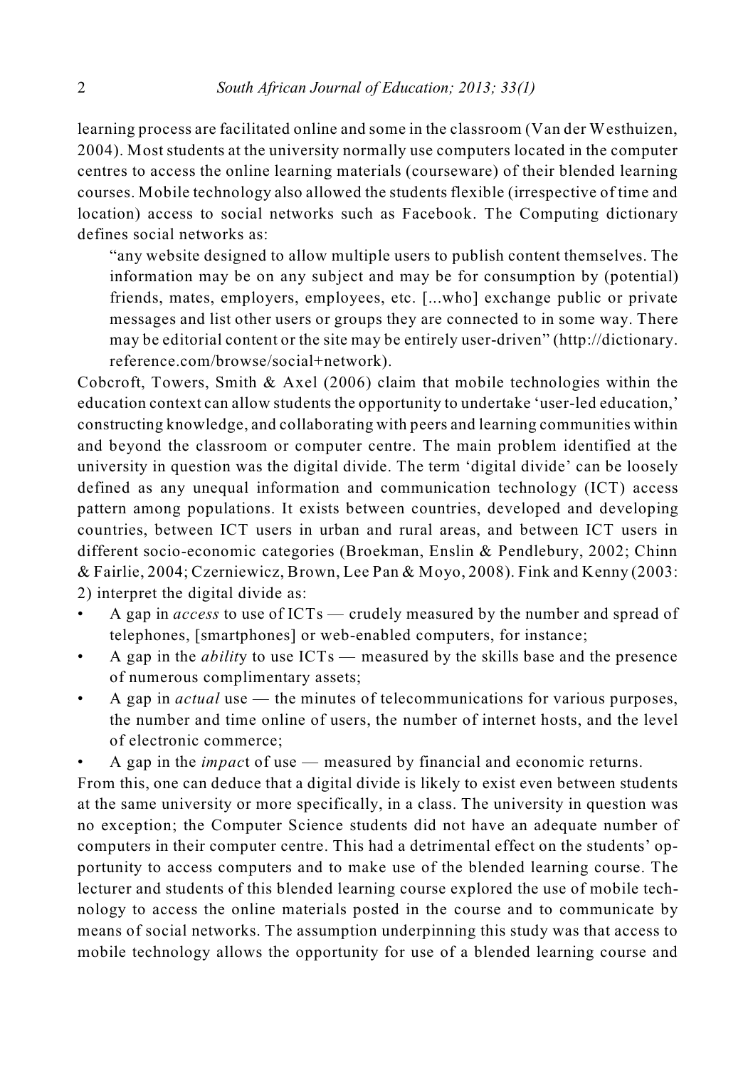learning process are facilitated online and some in the classroom (Van der Westhuizen, 2004). Most students at the university normally use computers located in the computer centres to access the online learning materials (courseware) of their blended learning courses. Mobile technology also allowed the students flexible (irrespective of time and location) access to social networks such as Facebook. The Computing dictionary defines social networks as:

> "any website designed to allow multiple users to publish content themselves. The information may be on any subject and may be for consumption by (potential) friends, mates, employers, employees, etc. [...who] exchange public or private messages and list other users or groups they are connected to in some way. There may be editorial content or the site may be entirely user-driven" (http://dictionary.reference.com/browse/social+network).

Cobcroft, Towers, Smith & Axel (2006) claim that mobile technologies within the education context can allow students the opportunity to undertake 'user-led education,' constructing knowledge, and collaborating with peers and learning communities within and beyond the classroom or computer centre. The main problem identified at the university in question was the digital divide. The term 'digital divide' can be loosely defined as any unequal information and communication technology (ICT) access pattern among populations. It exists between countries, developed and developing countries, between ICT users in urban and rural areas, and between ICT users in different socio-economic categories (Broekman, Enslin & Pendlebury, 2002; Chinn & Fairlie, 2004; Czerniewicz, Brown, Lee Pan & Moyo, 2008). Fink and Kenny (2003: 2) interpret the digital divide as:

- A gap in *access* to use of ICTs — crudely measured by the number and spread of telephones, [smartphones] or web-enabled computers, for instance;
- A gap in the *abilit*y to use ICTs — measured by the skills base and the presence of numerous complimentary assets;
- A gap in *actual* use — the minutes of telecommunications for various purposes, the number and time online of users, the number of internet hosts, and the level of electronic commerce;
- A gap in the *impac*t of use — measured by financial and economic returns.

From this, one can deduce that a digital divide is likely to exist even between students at the same university or more specifically, in a class. The university in question was no exception; the Computer Science students did not have an adequate number of computers in their computer centre. This had a detrimental effect on the students' opportunity to access computers and to make use of the blended learning course. The lecturer and students of this blended learning course explored the use of mobile technology to access the online materials posted in the course and to communicate by means of social networks. The assumption underpinning this study was that access to mobile technology allows the opportunity for use of a blended learning course and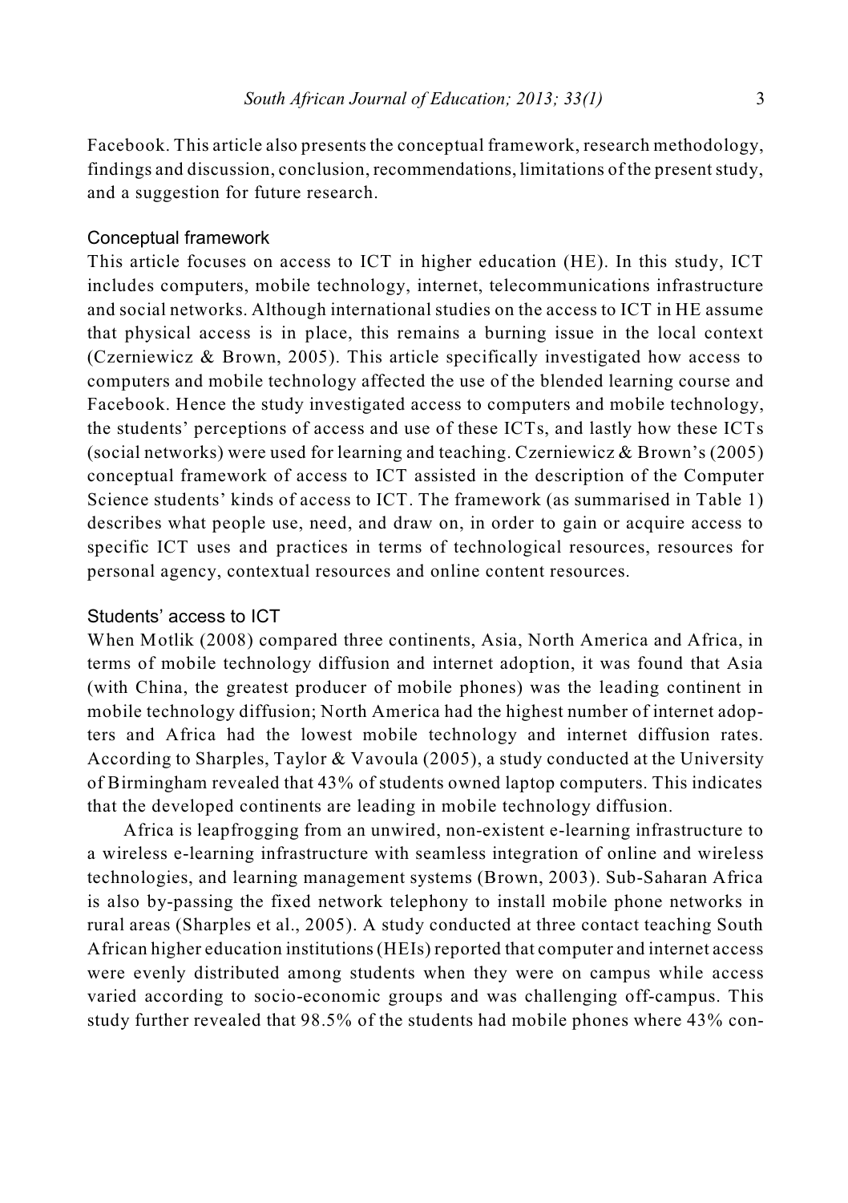Facebook. This article also presents the conceptual framework, research methodology, findings and discussion, conclusion, recommendations, limitations of the present study, and a suggestion for future research.

## Conceptual framework

This article focuses on access to ICT in higher education (HE). In this study, ICT includes computers, mobile technology, internet, telecommunications infrastructure and social networks. Although international studies on the access to ICT in HE assume that physical access is in place, this remains a burning issue in the local context (Czerniewicz & Brown, 2005). This article specifically investigated how access to computers and mobile technology affected the use of the blended learning course and Facebook. Hence the study investigated access to computers and mobile technology, the students' perceptions of access and use of these ICTs, and lastly how these ICTs (social networks) were used for learning and teaching. Czerniewicz & Brown's (2005) conceptual framework of access to ICT assisted in the description of the Computer Science students' kinds of access to ICT. The framework (as summarised in Table 1) describes what people use, need, and draw on, in order to gain or acquire access to specific ICT uses and practices in terms of technological resources, resources for personal agency, contextual resources and online content resources.

## Students' access to ICT

When Motlik (2008) compared three continents, Asia, North America and Africa, in terms of mobile technology diffusion and internet adoption, it was found that Asia (with China, the greatest producer of mobile phones) was the leading continent in mobile technology diffusion; North America had the highest number of internet adopters and Africa had the lowest mobile technology and internet diffusion rates. According to Sharples, Taylor & Vavoula (2005), a study conducted at the University of Birmingham revealed that 43% of students owned laptop computers. This indicates that the developed continents are leading in mobile technology diffusion.

Africa is leapfrogging from an unwired, non-existent e-learning infrastructure to a wireless e-learning infrastructure with seamless integration of online and wireless technologies, and learning management systems (Brown, 2003). Sub-Saharan Africa is also by-passing the fixed network telephony to install mobile phone networks in rural areas (Sharples et al., 2005). A study conducted at three contact teaching South African higher education institutions (HEIs) reported that computer and internet access were evenly distributed among students when they were on campus while access varied according to socio-economic groups and was challenging off-campus. This study further revealed that 98.5% of the students had mobile phones where 43% con-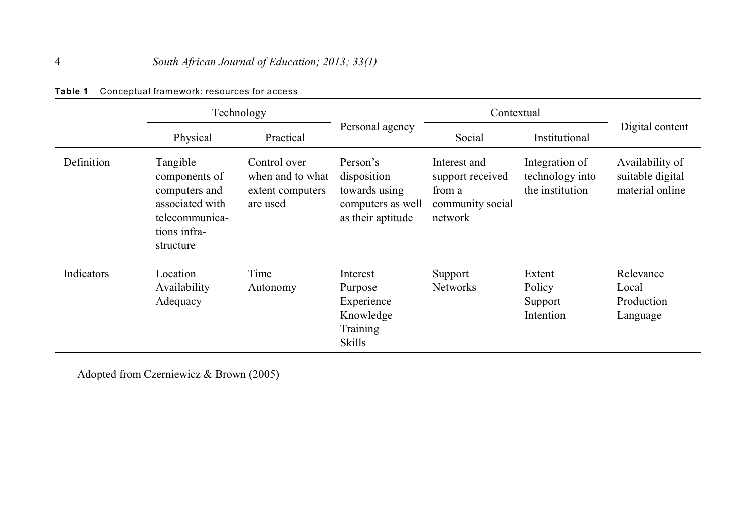**Table 1** Conceptual framework: resources for access

| | Technology | | Personal agency | Contextual | | Digital content |
|---|---|---|---|---|---|---|
| | Physical | Practical | | Social | Institutional | |
| Definition | Tangible components of computers and associated with telecommunications infra-structure | Control over when and to what extent computers are used | Person's disposition towards using computers as well as their aptitude | Interest and support received from a community social network | Integration of technology into the institution | Availability of suitable digital material online |
| Indicators | Location<br>Availability<br>Adequacy | Time<br>Autonomy | Interest<br>Purpose<br>Experience<br>Knowledge<br>Training<br>Skills | Support<br>Networks | Extent<br>Policy<br>Support<br>Intention | Relevance<br>Local<br>Production<br>Language |

Adopted from Czerniewicz & Brown (2005)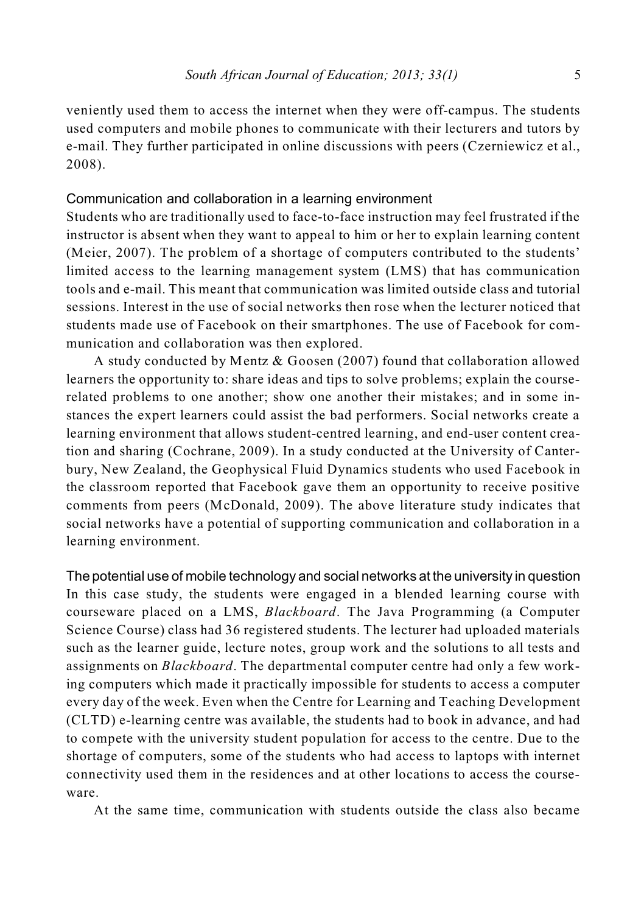veniently used them to access the internet when they were off-campus. The students used computers and mobile phones to communicate with their lecturers and tutors by e-mail. They further participated in online discussions with peers (Czerniewicz et al., 2008).

### Communication and collaboration in a learning environment

Students who are traditionally used to face-to-face instruction may feel frustrated if the instructor is absent when they want to appeal to him or her to explain learning content (Meier, 2007). The problem of a shortage of computers contributed to the students' limited access to the learning management system (LMS) that has communication tools and e-mail. This meant that communication was limited outside class and tutorial sessions. Interest in the use of social networks then rose when the lecturer noticed that students made use of Facebook on their smartphones. The use of Facebook for communication and collaboration was then explored.

A study conducted by Mentz & Goosen (2007) found that collaboration allowed learners the opportunity to: share ideas and tips to solve problems; explain the course-related problems to one another; show one another their mistakes; and in some instances the expert learners could assist the bad performers. Social networks create a learning environment that allows student-centred learning, and end-user content creation and sharing (Cochrane, 2009). In a study conducted at the University of Canterbury, New Zealand, the Geophysical Fluid Dynamics students who used Facebook in the classroom reported that Facebook gave them an opportunity to receive positive comments from peers (McDonald, 2009). The above literature study indicates that social networks have a potential of supporting communication and collaboration in a learning environment.

### The potential use of mobile technology and social networks at the university in question

In this case study, the students were engaged in a blended learning course with courseware placed on a LMS, *Blackboard*. The Java Programming (a Computer Science Course) class had 36 registered students. The lecturer had uploaded materials such as the learner guide, lecture notes, group work and the solutions to all tests and assignments on *Blackboard*. The departmental computer centre had only a few working computers which made it practically impossible for students to access a computer every day of the week. Even when the Centre for Learning and Teaching Development (CLTD) e-learning centre was available, the students had to book in advance, and had to compete with the university student population for access to the centre. Due to the shortage of computers, some of the students who had access to laptops with internet connectivity used them in the residences and at other locations to access the courseware.

At the same time, communication with students outside the class also became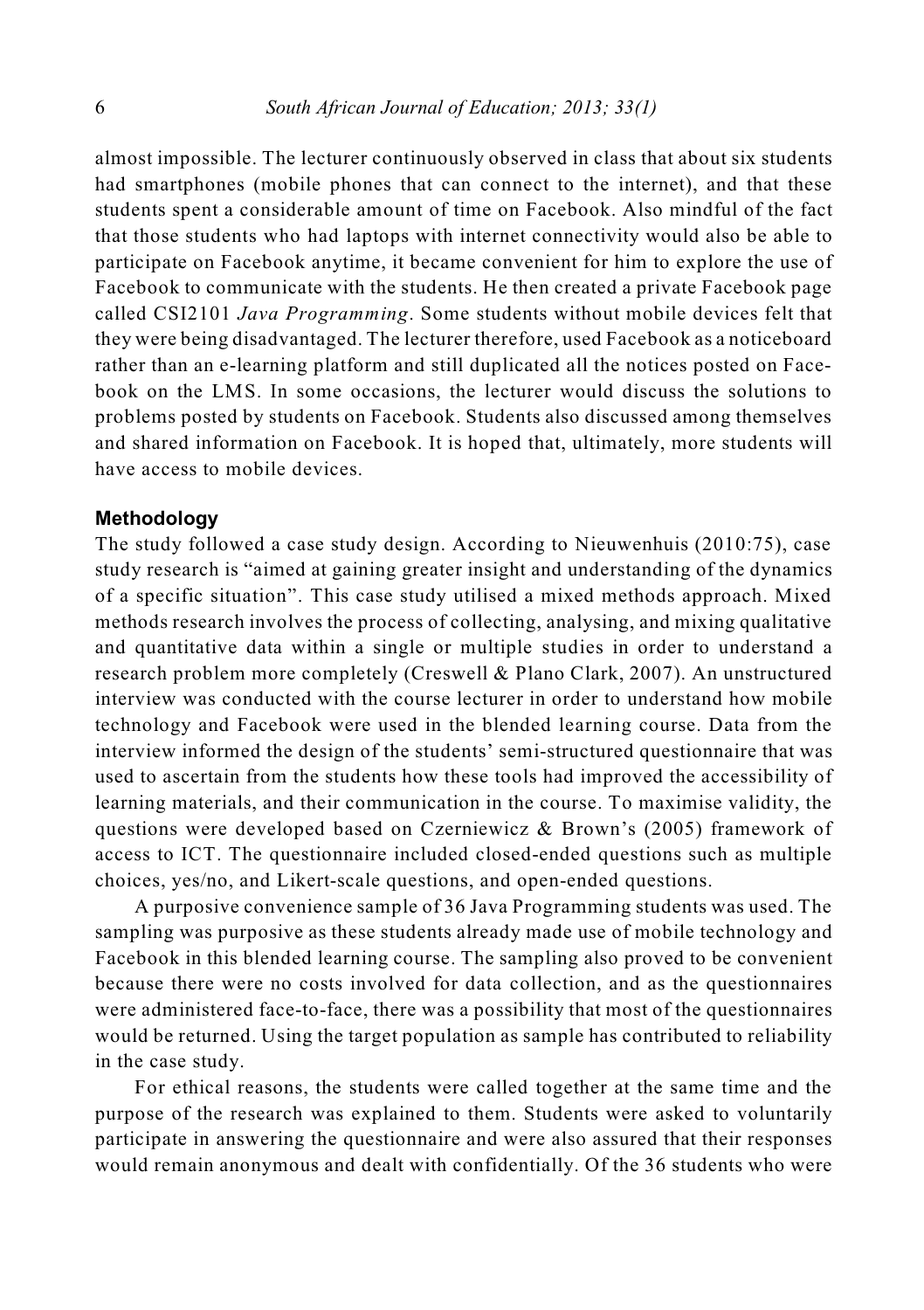almost impossible. The lecturer continuously observed in class that about six students had smartphones (mobile phones that can connect to the internet), and that these students spent a considerable amount of time on Facebook. Also mindful of the fact that those students who had laptops with internet connectivity would also be able to participate on Facebook anytime, it became convenient for him to explore the use of Facebook to communicate with the students. He then created a private Facebook page called CSI2101 *Java Programming*. Some students without mobile devices felt that they were being disadvantaged. The lecturer therefore, used Facebook as a noticeboard rather than an e-learning platform and still duplicated all the notices posted on Facebook on the LMS. In some occasions, the lecturer would discuss the solutions to problems posted by students on Facebook. Students also discussed among themselves and shared information on Facebook. It is hoped that, ultimately, more students will have access to mobile devices.

## Methodology

The study followed a case study design. According to Nieuwenhuis (2010:75), case study research is "aimed at gaining greater insight and understanding of the dynamics of a specific situation". This case study utilised a mixed methods approach. Mixed methods research involves the process of collecting, analysing, and mixing qualitative and quantitative data within a single or multiple studies in order to understand a research problem more completely (Creswell & Plano Clark, 2007). An unstructured interview was conducted with the course lecturer in order to understand how mobile technology and Facebook were used in the blended learning course. Data from the interview informed the design of the students' semi-structured questionnaire that was used to ascertain from the students how these tools had improved the accessibility of learning materials, and their communication in the course. To maximise validity, the questions were developed based on Czerniewicz & Brown's (2005) framework of access to ICT. The questionnaire included closed-ended questions such as multiple choices, yes/no, and Likert-scale questions, and open-ended questions.

A purposive convenience sample of 36 Java Programming students was used. The sampling was purposive as these students already made use of mobile technology and Facebook in this blended learning course. The sampling also proved to be convenient because there were no costs involved for data collection, and as the questionnaires were administered face-to-face, there was a possibility that most of the questionnaires would be returned. Using the target population as sample has contributed to reliability in the case study.

For ethical reasons, the students were called together at the same time and the purpose of the research was explained to them. Students were asked to voluntarily participate in answering the questionnaire and were also assured that their responses would remain anonymous and dealt with confidentially. Of the 36 students who were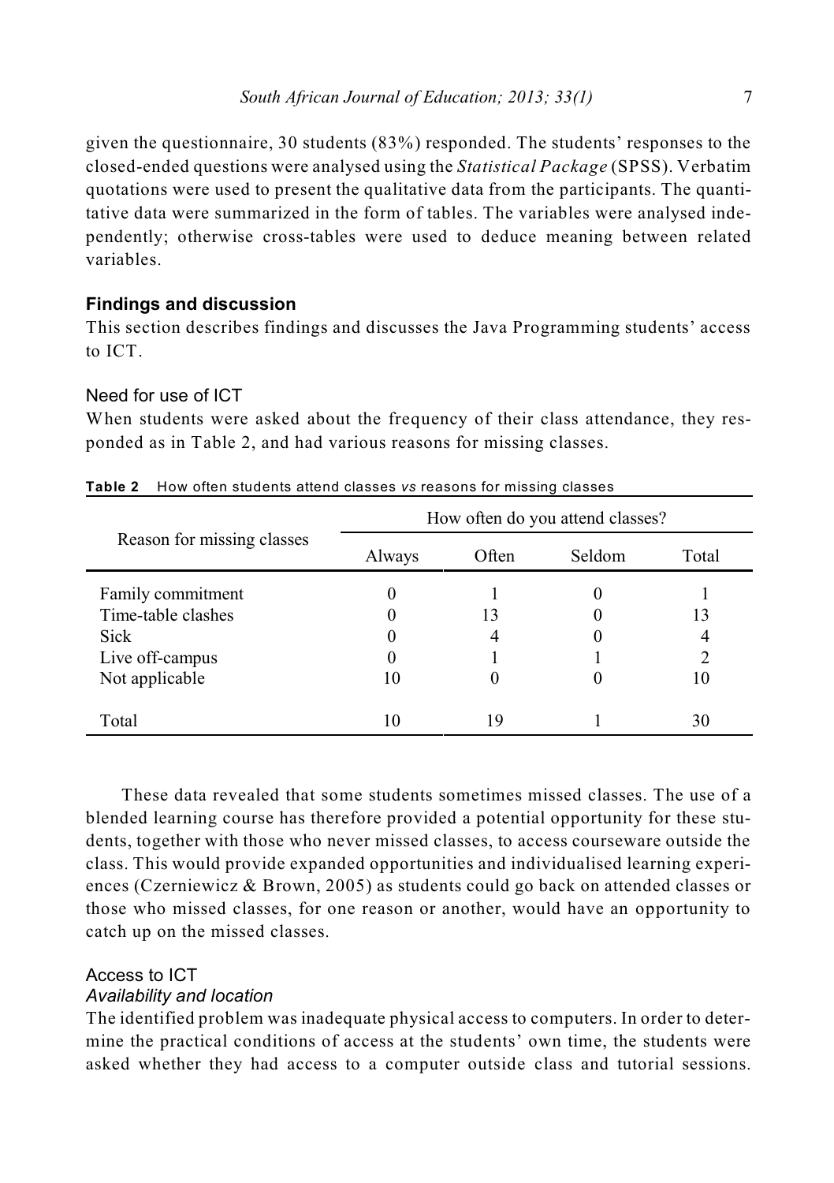given the questionnaire, 30 students (83%) responded. The students' responses to the closed-ended questions were analysed using the *Statistical Package* (SPSS). Verbatim quotations were used to present the qualitative data from the participants. The quantitative data were summarized in the form of tables. The variables were analysed independently; otherwise cross-tables were used to deduce meaning between related variables.

## Findings and discussion

This section describes findings and discusses the Java Programming students' access to ICT.

### Need for use of ICT

When students were asked about the frequency of their class attendance, they responded as in Table 2, and had various reasons for missing classes.

**Table 2** How often students attend classes *vs* reasons for missing classes

| Reason for missing classes | How often do you attend classes? | | | |
|---|---|---|---|---|
| | Always | Often | Seldom | Total |
| Family commitment | 0 | 1 | 0 | 1 |
| Time-table clashes | 0 | 13 | 0 | 13 |
| Sick | 0 | 4 | 0 | 4 |
| Live off-campus | 0 | 1 | 1 | 2 |
| Not applicable | 10 | 0 | 0 | 10 |
| Total | 10 | 19 | 1 | 30 |

These data revealed that some students sometimes missed classes. The use of a blended learning course has therefore provided a potential opportunity for these students, together with those who never missed classes, to access courseware outside the class. This would provide expanded opportunities and individualised learning experiences (Czerniewicz & Brown, 2005) as students could go back on attended classes or those who missed classes, for one reason or another, would have an opportunity to catch up on the missed classes.

### Access to ICT

#### *Availability and location*

The identified problem was inadequate physical access to computers. In order to determine the practical conditions of access at the students' own time, the students were asked whether they had access to a computer outside class and tutorial sessions.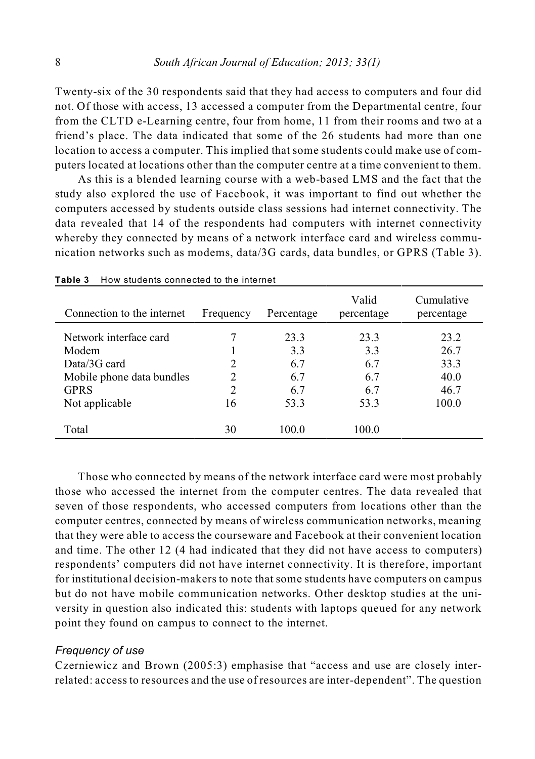Twenty-six of the 30 respondents said that they had access to computers and four did not. Of those with access, 13 accessed a computer from the Departmental centre, four from the CLTD e-Learning centre, four from home, 11 from their rooms and two at a friend's place. The data indicated that some of the 26 students had more than one location to access a computer. This implied that some students could make use of computers located at locations other than the computer centre at a time convenient to them.

As this is a blended learning course with a web-based LMS and the fact that the study also explored the use of Facebook, it was important to find out whether the computers accessed by students outside class sessions had internet connectivity. The data revealed that 14 of the respondents had computers with internet connectivity whereby they connected by means of a network interface card and wireless communication networks such as modems, data/3G cards, data bundles, or GPRS (Table 3).

**Table 3** How students connected to the internet

| Connection to the internet | Frequency | Percentage | Valid percentage | Cumulative percentage |
|---|---|---|---|---|
| Network interface card | 7 | 23.3 | 23.3 | 23.2 |
| Modem | 1 | 3.3 | 3.3 | 26.7 |
| Data/3G card | 2 | 6.7 | 6.7 | 33.3 |
| Mobile phone data bundles | 2 | 6.7 | 6.7 | 40.0 |
| GPRS | 2 | 6.7 | 6.7 | 46.7 |
| Not applicable | 16 | 53.3 | 53.3 | 100.0 |
| Total | 30 | 100.0 | 100.0 | |

Those who connected by means of the network interface card were most probably those who accessed the internet from the computer centres. The data revealed that seven of those respondents, who accessed computers from locations other than the computer centres, connected by means of wireless communication networks, meaning that they were able to access the courseware and Facebook at their convenient location and time. The other 12 (4 had indicated that they did not have access to computers) respondents' computers did not have internet connectivity. It is therefore, important for institutional decision-makers to note that some students have computers on campus but do not have mobile communication networks. Other desktop studies at the university in question also indicated this: students with laptops queued for any network point they found on campus to connect to the internet.

### *Frequency of use*

Czerniewicz and Brown (2005:3) emphasise that "access and use are closely interrelated: access to resources and the use of resources are inter-dependent". The question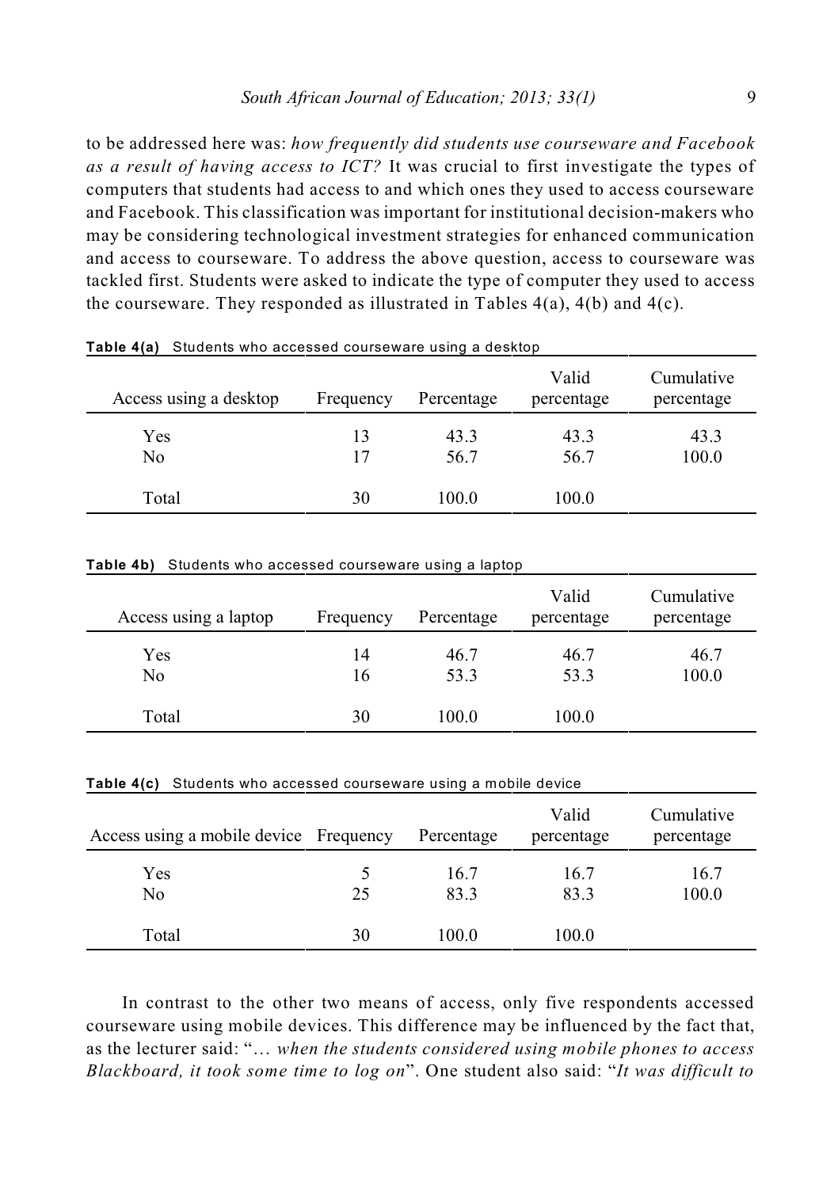to be addressed here was: *how frequently did students use courseware and Facebook as a result of having access to ICT?* It was crucial to first investigate the types of computers that students had access to and which ones they used to access courseware and Facebook. This classification was important for institutional decision-makers who may be considering technological investment strategies for enhanced communication and access to courseware. To address the above question, access to courseware was tackled first. Students were asked to indicate the type of computer they used to access the courseware. They responded as illustrated in Tables 4(a), 4(b) and 4(c).

**Table 4(a)** Students who accessed courseware using a desktop

| Access using a desktop | Frequency | Percentage | Valid percentage | Cumulative percentage |
|---|---|---|---|---|
| Yes | 13 | 43.3 | 43.3 | 43.3 |
| No | 17 | 56.7 | 56.7 | 100.0 |
| Total | 30 | 100.0 | 100.0 | |

**Table 4b)** Students who accessed courseware using a laptop

| Access using a laptop | Frequency | Percentage | Valid percentage | Cumulative percentage |
|---|---|---|---|---|
| Yes | 14 | 46.7 | 46.7 | 46.7 |
| No | 16 | 53.3 | 53.3 | 100.0 |
| Total | 30 | 100.0 | 100.0 | |

**Table 4(c)** Students who accessed courseware using a mobile device

| Access using a mobile device | Frequency | Percentage | Valid percentage | Cumulative percentage |
|---|---|---|---|---|
| Yes | 5 | 16.7 | 16.7 | 16.7 |
| No | 25 | 83.3 | 83.3 | 100.0 |
| Total | 30 | 100.0 | 100.0 | |

In contrast to the other two means of access, only five respondents accessed courseware using mobile devices. This difference may be influenced by the fact that, as the lecturer said: "*… when the students considered using mobile phones to access Blackboard, it took some time to log on*". One student also said: "*It was difficult to*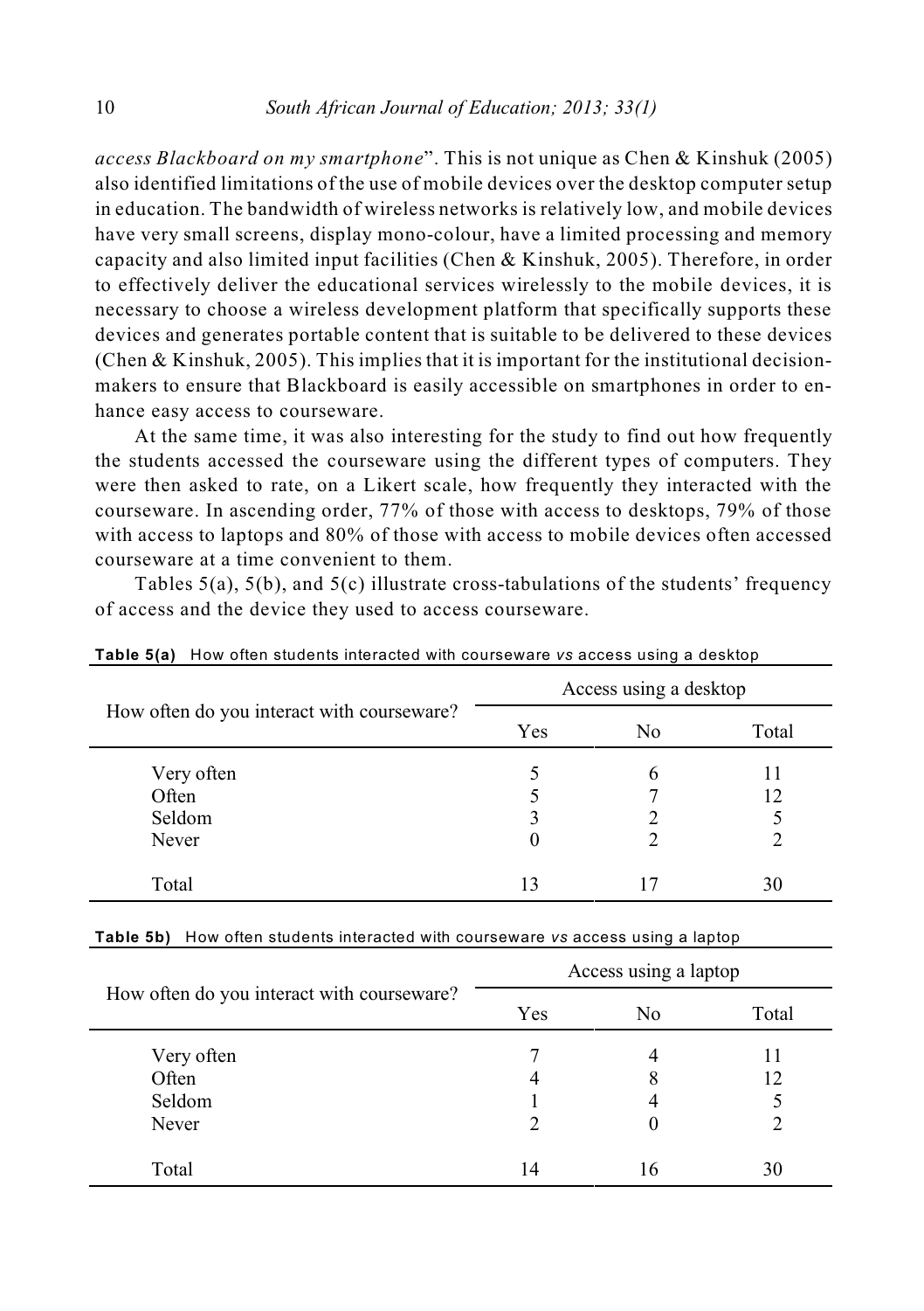*access Blackboard on my smartphone*". This is not unique as Chen & Kinshuk (2005) also identified limitations of the use of mobile devices over the desktop computer setup in education. The bandwidth of wireless networks is relatively low, and mobile devices have very small screens, display mono-colour, have a limited processing and memory capacity and also limited input facilities (Chen & Kinshuk, 2005). Therefore, in order to effectively deliver the educational services wirelessly to the mobile devices, it is necessary to choose a wireless development platform that specifically supports these devices and generates portable content that is suitable to be delivered to these devices (Chen & Kinshuk, 2005). This implies that it is important for the institutional decision-makers to ensure that Blackboard is easily accessible on smartphones in order to enhance easy access to courseware.

At the same time, it was also interesting for the study to find out how frequently the students accessed the courseware using the different types of computers. They were then asked to rate, on a Likert scale, how frequently they interacted with the courseware. In ascending order, 77% of those with access to desktops, 79% of those with access to laptops and 80% of those with access to mobile devices often accessed courseware at a time convenient to them.

Tables 5(a), 5(b), and 5(c) illustrate cross-tabulations of the students' frequency of access and the device they used to access courseware.

**Table 5(a)** How often students interacted with courseware *vs* access using a desktop

| How often do you interact with courseware? | Access using a desktop | | |
|---|---|---|---|
| | Yes | No | Total |
| Very often | 5 | 6 | 11 |
| Often | 5 | 7 | 12 |
| Seldom | 3 | 2 | 5 |
| Never | 0 | 2 | 2 |
| Total | 13 | 17 | 30 |

**Table 5b)** How often students interacted with courseware *vs* access using a laptop

| How often do you interact with courseware? | Access using a laptop | | |
|---|---|---|---|
| | Yes | No | Total |
| Very often | 7 | 4 | 11 |
| Often | 4 | 8 | 12 |
| Seldom | 1 | 4 | 5 |
| Never | 2 | 0 | 2 |
| Total | 14 | 16 | 30 |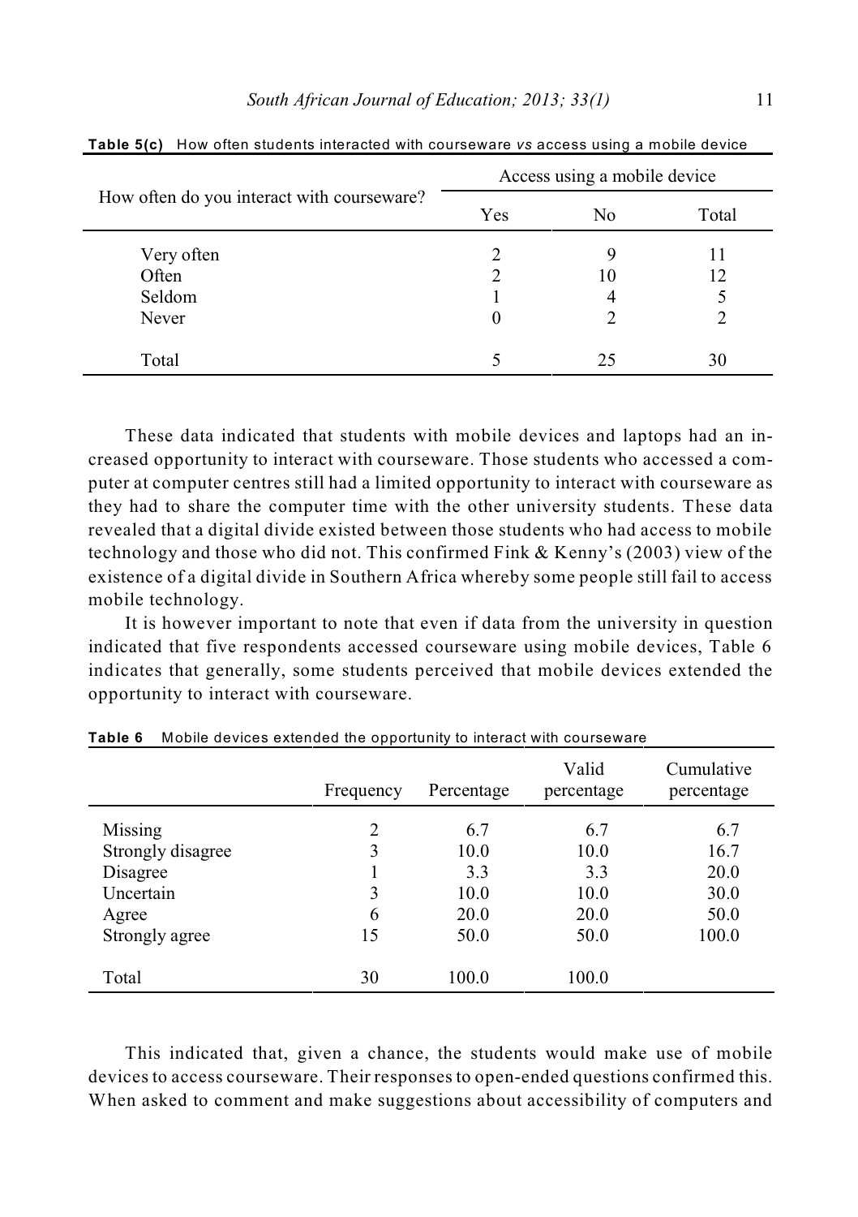**Table 5(c)** How often students interacted with courseware *vs* access using a mobile device

| How often do you interact with courseware? | Access using a mobile device | | |
|---|---|---|---|
| | Yes | No | Total |
| Very often | 2 | 9 | 11 |
| Often | 2 | 10 | 12 |
| Seldom | 1 | 4 | 5 |
| Never | 0 | 2 | 2 |
| Total | 5 | 25 | 30 |

These data indicated that students with mobile devices and laptops had an increased opportunity to interact with courseware. Those students who accessed a computer at computer centres still had a limited opportunity to interact with courseware as they had to share the computer time with the other university students. These data revealed that a digital divide existed between those students who had access to mobile technology and those who did not. This confirmed Fink & Kenny's (2003) view of the existence of a digital divide in Southern Africa whereby some people still fail to access mobile technology.

It is however important to note that even if data from the university in question indicated that five respondents accessed courseware using mobile devices, Table 6 indicates that generally, some students perceived that mobile devices extended the opportunity to interact with courseware.

**Table 6** Mobile devices extended the opportunity to interact with courseware

| | Frequency | Percentage | Valid percentage | Cumulative percentage |
|---|---|---|---|---|
| Missing | 2 | 6.7 | 6.7 | 6.7 |
| Strongly disagree | 3 | 10.0 | 10.0 | 16.7 |
| Disagree | 1 | 3.3 | 3.3 | 20.0 |
| Uncertain | 3 | 10.0 | 10.0 | 30.0 |
| Agree | 6 | 20.0 | 20.0 | 50.0 |
| Strongly agree | 15 | 50.0 | 50.0 | 100.0 |
| Total | 30 | 100.0 | 100.0 | |

This indicated that, given a chance, the students would make use of mobile devices to access courseware. Their responses to open-ended questions confirmed this. When asked to comment and make suggestions about accessibility of computers and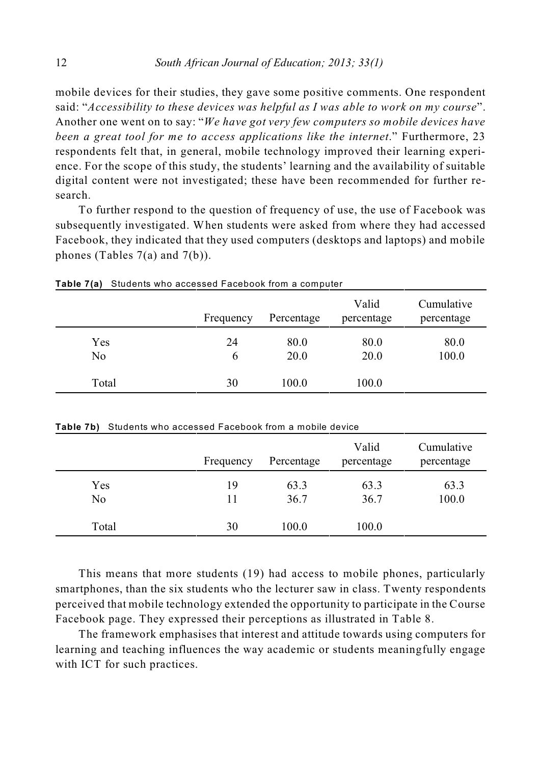mobile devices for their studies, they gave some positive comments. One respondent said: "*Accessibility to these devices was helpful as I was able to work on my course*". Another one went on to say: "*We have got very few computers so mobile devices have been a great tool for me to access applications like the internet*." Furthermore, 23 respondents felt that, in general, mobile technology improved their learning experience. For the scope of this study, the students' learning and the availability of suitable digital content were not investigated; these have been recommended for further research.

To further respond to the question of frequency of use, the use of Facebook was subsequently investigated. When students were asked from where they had accessed Facebook, they indicated that they used computers (desktops and laptops) and mobile phones (Tables 7(a) and 7(b)).

**Table 7(a)** Students who accessed Facebook from a computer

| | Frequency | Percentage | Valid percentage | Cumulative percentage |
|---|---|---|---|---|
| Yes | 24 | 80.0 | 80.0 | 80.0 |
| No | 6 | 20.0 | 20.0 | 100.0 |
| Total | 30 | 100.0 | 100.0 | |

**Table 7b)** Students who accessed Facebook from a mobile device

| | Frequency | Percentage | Valid percentage | Cumulative percentage |
|---|---|---|---|---|
| Yes | 19 | 63.3 | 63.3 | 63.3 |
| No | 11 | 36.7 | 36.7 | 100.0 |
| Total | 30 | 100.0 | 100.0 | |

This means that more students (19) had access to mobile phones, particularly smartphones, than the six students who the lecturer saw in class. Twenty respondents perceived that mobile technology extended the opportunity to participate in the Course Facebook page. They expressed their perceptions as illustrated in Table 8.

The framework emphasises that interest and attitude towards using computers for learning and teaching influences the way academic or students meaningfully engage with ICT for such practices.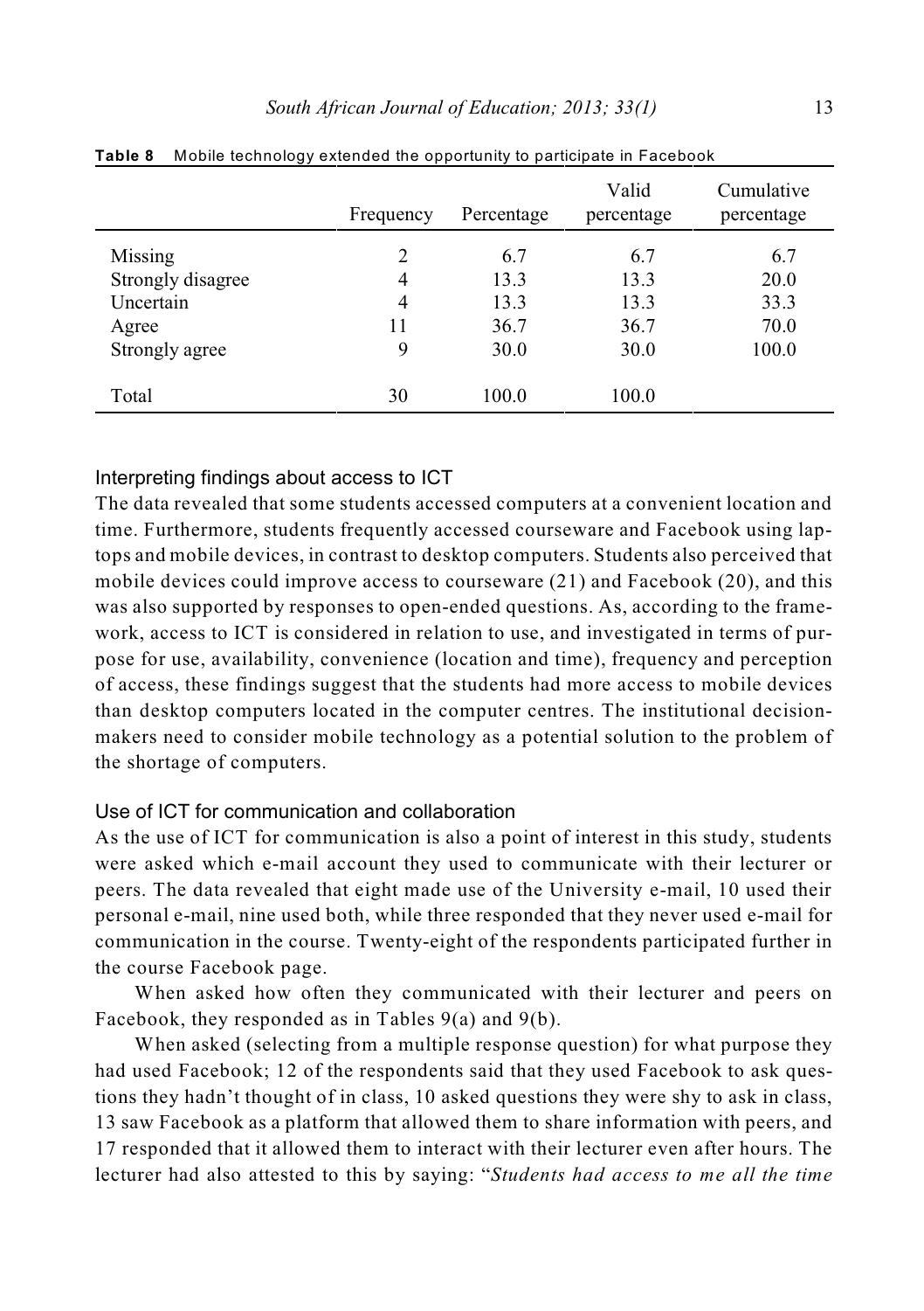**Table 8** Mobile technology extended the opportunity to participate in Facebook

| | Frequency | Percentage | Valid percentage | Cumulative percentage |
|---|---|---|---|---|
| Missing | 2 | 6.7 | 6.7 | 6.7 |
| Strongly disagree | 4 | 13.3 | 13.3 | 20.0 |
| Uncertain | 4 | 13.3 | 13.3 | 33.3 |
| Agree | 11 | 36.7 | 36.7 | 70.0 |
| Strongly agree | 9 | 30.0 | 30.0 | 100.0 |
| Total | 30 | 100.0 | 100.0 | |

### Interpreting findings about access to ICT

The data revealed that some students accessed computers at a convenient location and time. Furthermore, students frequently accessed courseware and Facebook using laptops and mobile devices, in contrast to desktop computers. Students also perceived that mobile devices could improve access to courseware (21) and Facebook (20), and this was also supported by responses to open-ended questions. As, according to the framework, access to ICT is considered in relation to use, and investigated in terms of purpose for use, availability, convenience (location and time), frequency and perception of access, these findings suggest that the students had more access to mobile devices than desktop computers located in the computer centres. The institutional decision-makers need to consider mobile technology as a potential solution to the problem of the shortage of computers.

### Use of ICT for communication and collaboration

As the use of ICT for communication is also a point of interest in this study, students were asked which e-mail account they used to communicate with their lecturer or peers. The data revealed that eight made use of the University e-mail, 10 used their personal e-mail, nine used both, while three responded that they never used e-mail for communication in the course. Twenty-eight of the respondents participated further in the course Facebook page.

When asked how often they communicated with their lecturer and peers on Facebook, they responded as in Tables 9(a) and 9(b).

When asked (selecting from a multiple response question) for what purpose they had used Facebook; 12 of the respondents said that they used Facebook to ask questions they hadn't thought of in class, 10 asked questions they were shy to ask in class, 13 saw Facebook as a platform that allowed them to share information with peers, and 17 responded that it allowed them to interact with their lecturer even after hours. The lecturer had also attested to this by saying: "*Students had access to me all the time*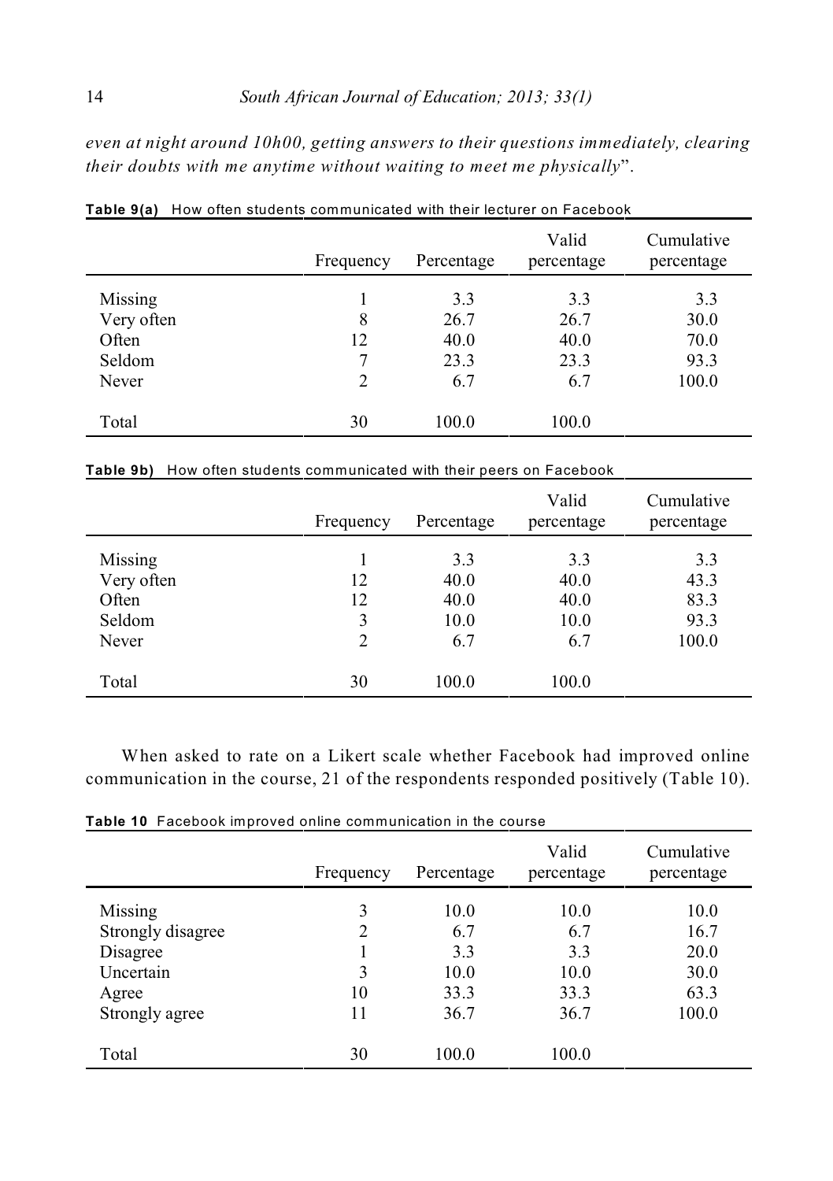*even at night around 10h00, getting answers to their questions immediately, clearing their doubts with me anytime without waiting to meet me physically*".

**Table 9(a)** How often students communicated with their lecturer on Facebook

| | Frequency | Percentage | Valid percentage | Cumulative percentage |
|---|---|---|---|---|
| Missing | 1 | 3.3 | 3.3 | 3.3 |
| Very often | 8 | 26.7 | 26.7 | 30.0 |
| Often | 12 | 40.0 | 40.0 | 70.0 |
| Seldom | 7 | 23.3 | 23.3 | 93.3 |
| Never | 2 | 6.7 | 6.7 | 100.0 |
| Total | 30 | 100.0 | 100.0 | |

**Table 9b)** How often students communicated with their peers on Facebook

| | Frequency | Percentage | Valid percentage | Cumulative percentage |
|---|---|---|---|---|
| Missing | 1 | 3.3 | 3.3 | 3.3 |
| Very often | 12 | 40.0 | 40.0 | 43.3 |
| Often | 12 | 40.0 | 40.0 | 83.3 |
| Seldom | 3 | 10.0 | 10.0 | 93.3 |
| Never | 2 | 6.7 | 6.7 | 100.0 |
| Total | 30 | 100.0 | 100.0 | |

When asked to rate on a Likert scale whether Facebook had improved online communication in the course, 21 of the respondents responded positively (Table 10).

**Table 10** Facebook improved online communication in the course

| | Frequency | Percentage | Valid percentage | Cumulative percentage |
|---|---|---|---|---|
| Missing | 3 | 10.0 | 10.0 | 10.0 |
| Strongly disagree | 2 | 6.7 | 6.7 | 16.7 |
| Disagree | 1 | 3.3 | 3.3 | 20.0 |
| Uncertain | 3 | 10.0 | 10.0 | 30.0 |
| Agree | 10 | 33.3 | 33.3 | 63.3 |
| Strongly agree | 11 | 36.7 | 36.7 | 100.0 |
| Total | 30 | 100.0 | 100.0 | |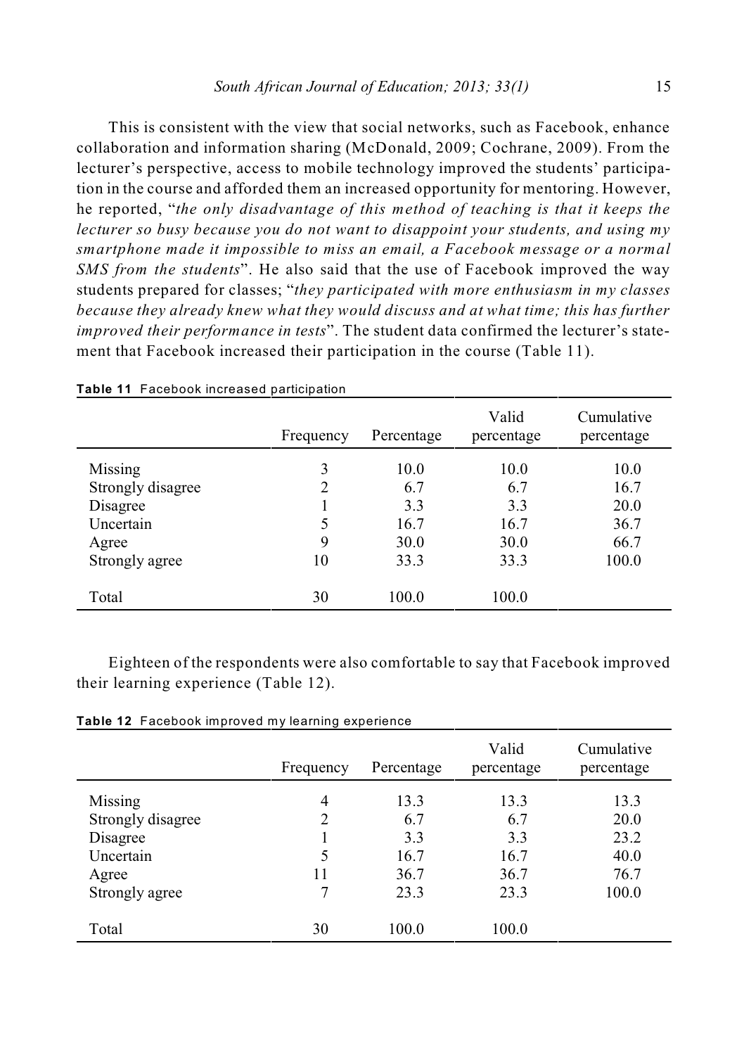This is consistent with the view that social networks, such as Facebook, enhance collaboration and information sharing (McDonald, 2009; Cochrane, 2009). From the lecturer's perspective, access to mobile technology improved the students' participation in the course and afforded them an increased opportunity for mentoring. However, he reported, "*the only disadvantage of this method of teaching is that it keeps the lecturer so busy because you do not want to disappoint your students, and using my smartphone made it impossible to miss an email, a Facebook message or a normal SMS from the students*". He also said that the use of Facebook improved the way students prepared for classes; "*they participated with more enthusiasm in my classes because they already knew what they would discuss and at what time; this has further improved their performance in tests*". The student data confirmed the lecturer's statement that Facebook increased their participation in the course (Table 11).

**Table 11** Facebook increased participation

| | Frequency | Percentage | Valid percentage | Cumulative percentage |
|---|---|---|---|---|
| Missing | 3 | 10.0 | 10.0 | 10.0 |
| Strongly disagree | 2 | 6.7 | 6.7 | 16.7 |
| Disagree | 1 | 3.3 | 3.3 | 20.0 |
| Uncertain | 5 | 16.7 | 16.7 | 36.7 |
| Agree | 9 | 30.0 | 30.0 | 66.7 |
| Strongly agree | 10 | 33.3 | 33.3 | 100.0 |
| Total | 30 | 100.0 | 100.0 | |

Eighteen of the respondents were also comfortable to say that Facebook improved their learning experience (Table 12).

**Table 12** Facebook improved my learning experience

| | Frequency | Percentage | Valid percentage | Cumulative percentage |
|---|---|---|---|---|
| Missing | 4 | 13.3 | 13.3 | 13.3 |
| Strongly disagree | 2 | 6.7 | 6.7 | 20.0 |
| Disagree | 1 | 3.3 | 3.3 | 23.2 |
| Uncertain | 5 | 16.7 | 16.7 | 40.0 |
| Agree | 11 | 36.7 | 36.7 | 76.7 |
| Strongly agree | 7 | 23.3 | 23.3 | 100.0 |
| Total | 30 | 100.0 | 100.0 | |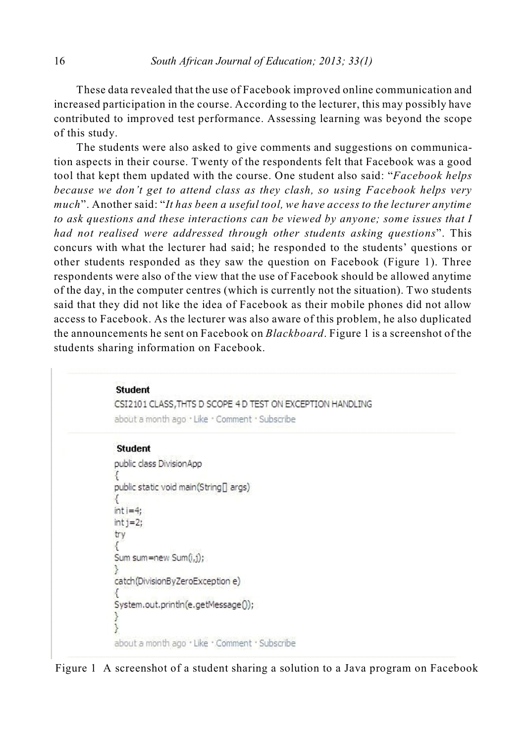These data revealed that the use of Facebook improved online communication and increased participation in the course. According to the lecturer, this may possibly have contributed to improved test performance. Assessing learning was beyond the scope of this study.

The students were also asked to give comments and suggestions on communication aspects in their course. Twenty of the respondents felt that Facebook was a good tool that kept them updated with the course. One student also said: "*Facebook helps because we don't get to attend class as they clash, so using Facebook helps very much*". Another said: "*It has been a useful tool, we have access to the lecturer anytime to ask questions and these interactions can be viewed by anyone; some issues that I had not realised were addressed through other students asking questions*". This concurs with what the lecturer had said; he responded to the students' questions or other students responded as they saw the question on Facebook (Figure 1). Three respondents were also of the view that the use of Facebook should be allowed anytime of the day, in the computer centres (which is currently not the situation). Two students said that they did not like the idea of Facebook as their mobile phones did not allow access to Facebook. As the lecturer was also aware of this problem, he also duplicated the announcements he sent on Facebook on *Blackboard*. Figure 1 is a screenshot of the students sharing information on Facebook.

**Student**

CSI2101 CLASS,THTS D SCOPE 4 D TEST ON EXCEPTION HANDLING

about a month ago · Like · Comment · Subscribe

**Student**

```
public class DivisionApp
{
public static void main(String[] args)
{
int i=4;
int j=2;
try
{
Sum sum=new Sum(i,j);
}
catch(DivisionByZeroException e)
{
System.out.println(e.getMessage());
}
}
```

about a month ago · Like · Comment · Subscribe

Figure 1 A screenshot of a student sharing a solution to a Java program on Facebook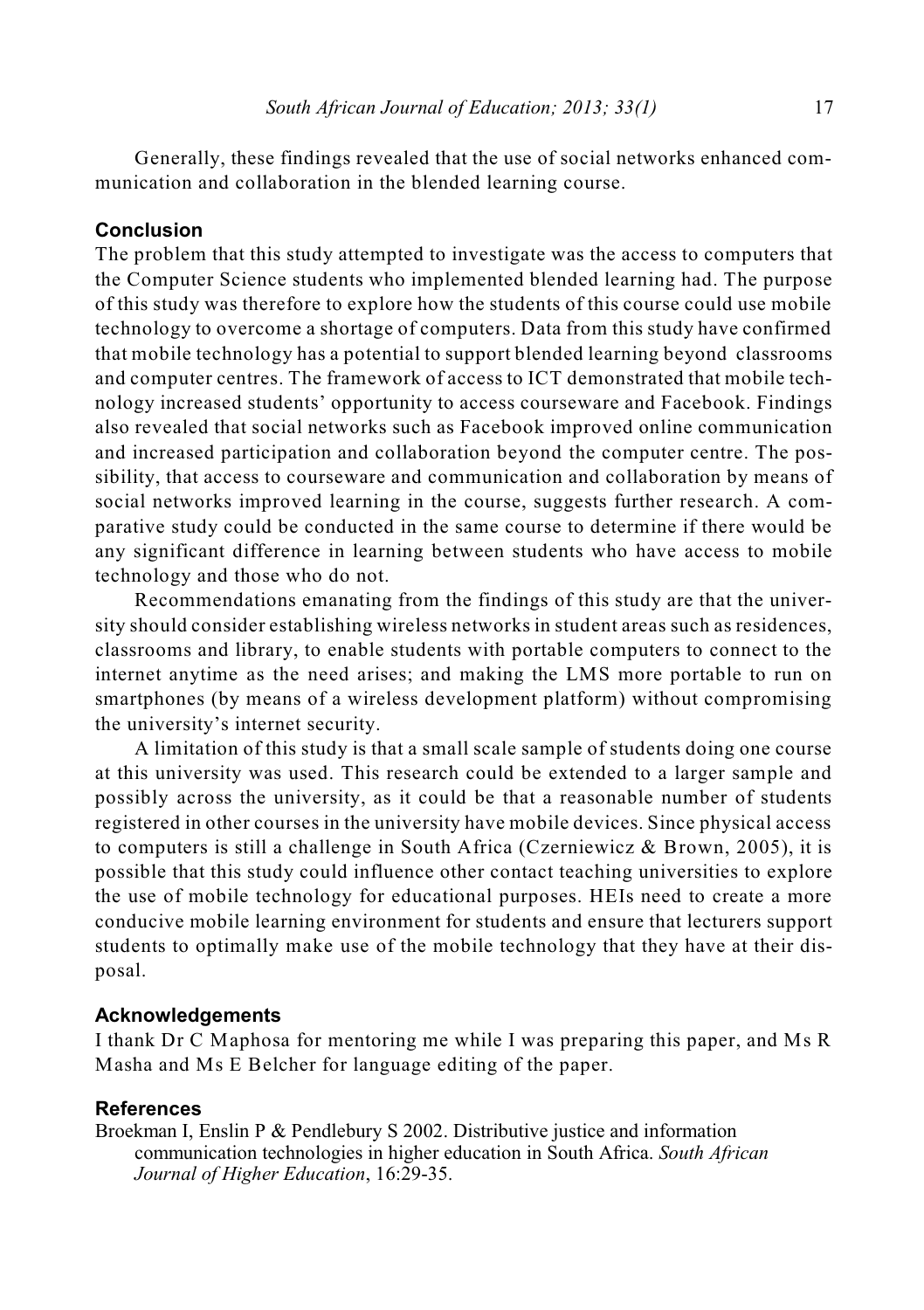Generally, these findings revealed that the use of social networks enhanced communication and collaboration in the blended learning course.

## Conclusion

The problem that this study attempted to investigate was the access to computers that the Computer Science students who implemented blended learning had. The purpose of this study was therefore to explore how the students of this course could use mobile technology to overcome a shortage of computers. Data from this study have confirmed that mobile technology has a potential to support blended learning beyond classrooms and computer centres. The framework of access to ICT demonstrated that mobile technology increased students' opportunity to access courseware and Facebook. Findings also revealed that social networks such as Facebook improved online communication and increased participation and collaboration beyond the computer centre. The possibility, that access to courseware and communication and collaboration by means of social networks improved learning in the course, suggests further research. A comparative study could be conducted in the same course to determine if there would be any significant difference in learning between students who have access to mobile technology and those who do not.

Recommendations emanating from the findings of this study are that the university should consider establishing wireless networks in student areas such as residences, classrooms and library, to enable students with portable computers to connect to the internet anytime as the need arises; and making the LMS more portable to run on smartphones (by means of a wireless development platform) without compromising the university's internet security.

A limitation of this study is that a small scale sample of students doing one course at this university was used. This research could be extended to a larger sample and possibly across the university, as it could be that a reasonable number of students registered in other courses in the university have mobile devices. Since physical access to computers is still a challenge in South Africa (Czerniewicz & Brown, 2005), it is possible that this study could influence other contact teaching universities to explore the use of mobile technology for educational purposes. HEIs need to create a more conducive mobile learning environment for students and ensure that lecturers support students to optimally make use of the mobile technology that they have at their disposal.

## Acknowledgements

I thank Dr C Maphosa for mentoring me while I was preparing this paper, and Ms R Masha and Ms E Belcher for language editing of the paper.

## References

Broekman I, Enslin P & Pendlebury S 2002. Distributive justice and information communication technologies in higher education in South Africa. *South African Journal of Higher Education*, 16:29-35.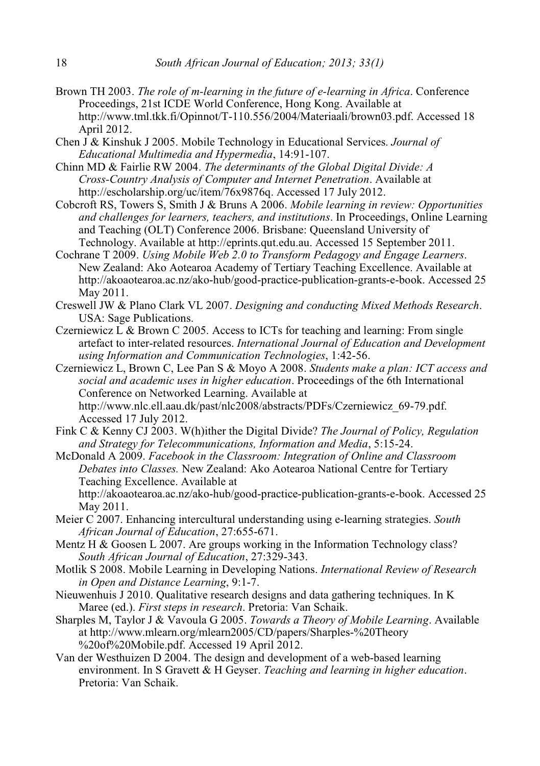Brown TH 2003. *The role of m-learning in the future of e-learning in Africa*. Conference Proceedings, 21st ICDE World Conference, Hong Kong. Available at http://www.tml.tkk.fi/Opinnot/T-110.556/2004/Materiaali/brown03.pdf. Accessed 18 April 2012.

Chen J & Kinshuk J 2005. Mobile Technology in Educational Services. *Journal of Educational Multimedia and Hypermedia*, 14:91-107.

Chinn MD & Fairlie RW 2004. *The determinants of the Global Digital Divide: A Cross-Country Analysis of Computer and Internet Penetration*. Available at http://escholarship.org/uc/item/76x9876q. Accessed 17 July 2012.

Cobcroft RS, Towers S, Smith J & Bruns A 2006. *Mobile learning in review: Opportunities and challenges for learners, teachers, and institutions*. In Proceedings, Online Learning and Teaching (OLT) Conference 2006. Brisbane: Queensland University of Technology. Available at http://eprints.qut.edu.au. Accessed 15 September 2011.

Cochrane T 2009. *Using Mobile Web 2.0 to Transform Pedagogy and Engage Learners*. New Zealand: Ako Aotearoa Academy of Tertiary Teaching Excellence. Available at http://akoaotearoa.ac.nz/ako-hub/good-practice-publication-grants-e-book. Accessed 25 May 2011.

Creswell JW & Plano Clark VL 2007. *Designing and conducting Mixed Methods Research*. USA: Sage Publications.

Czerniewicz L & Brown C 2005. Access to ICTs for teaching and learning: From single artefact to inter-related resources. *International Journal of Education and Development using Information and Communication Technologies*, 1:42-56.

Czerniewicz L, Brown C, Lee Pan S & Moyo A 2008. *Students make a plan: ICT access and social and academic uses in higher education*. Proceedings of the 6th International Conference on Networked Learning. Available at http://www.nlc.ell.aau.dk/past/nlc2008/abstracts/PDFs/Czerniewicz_69-79.pdf. Accessed 17 July 2012.

Fink C & Kenny CJ 2003. W(h)ither the Digital Divide? *The Journal of Policy, Regulation and Strategy for Telecommunications, Information and Media*, 5:15-24.

McDonald A 2009. *Facebook in the Classroom: Integration of Online and Classroom Debates into Classes.* New Zealand: Ako Aotearoa National Centre for Tertiary Teaching Excellence. Available at http://akoaotearoa.ac.nz/ako-hub/good-practice-publication-grants-e-book. Accessed 25 May 2011.

Meier C 2007. Enhancing intercultural understanding using e-learning strategies. *South African Journal of Education*, 27:655-671.

Mentz H & Goosen L 2007. Are groups working in the Information Technology class? *South African Journal of Education*, 27:329-343.

Motlik S 2008. Mobile Learning in Developing Nations. *International Review of Research in Open and Distance Learning*, 9:1-7.

Nieuwenhuis J 2010. Qualitative research designs and data gathering techniques. In K Maree (ed.). *First steps in research*. Pretoria: Van Schaik.

Sharples M, Taylor J & Vavoula G 2005. *Towards a Theory of Mobile Learning*. Available at http://www.mlearn.org/mlearn2005/CD/papers/Sharples-%20Theory%20of%20Mobile.pdf. Accessed 19 April 2012.

Van der Westhuizen D 2004. The design and development of a web-based learning environment. In S Gravett & H Geyser. *Teaching and learning in higher education*. Pretoria: Van Schaik.